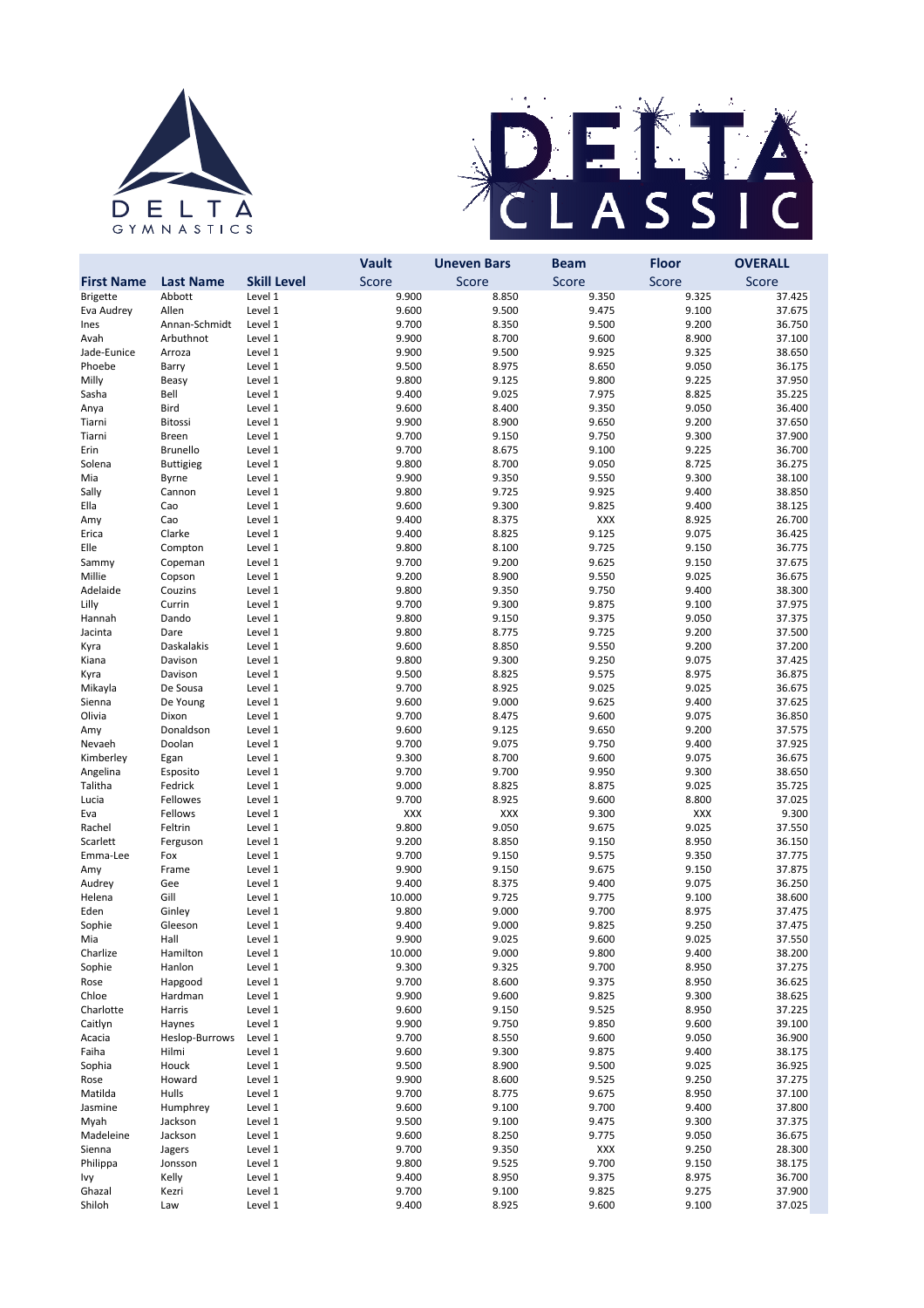DELTA GYMNASTICS

DELTA CLASSIC

| | | | Vault | Uneven Bars | Beam | Floor | OVERALL |
|---|---|---|---|---|---|---|---|
| **First Name** | **Last Name** | **Skill Level** | Score | Score | Score | Score | Score |
| Brigette | Abbott | Level 1 | 9.900 | 8.850 | 9.350 | 9.325 | 37.425 |
| Eva Audrey | Allen | Level 1 | 9.600 | 9.500 | 9.475 | 9.100 | 37.675 |
| Ines | Annan-Schmidt | Level 1 | 9.700 | 8.350 | 9.500 | 9.200 | 36.750 |
| Avah | Arbuthnot | Level 1 | 9.900 | 8.700 | 9.600 | 8.900 | 37.100 |
| Jade-Eunice | Arroza | Level 1 | 9.900 | 9.500 | 9.925 | 9.325 | 38.650 |
| Phoebe | Barry | Level 1 | 9.500 | 8.975 | 8.650 | 9.050 | 36.175 |
| Milly | Beasy | Level 1 | 9.800 | 9.125 | 9.800 | 9.225 | 37.950 |
| Sasha | Bell | Level 1 | 9.400 | 9.025 | 7.975 | 8.825 | 35.225 |
| Anya | Bird | Level 1 | 9.600 | 8.400 | 9.350 | 9.050 | 36.400 |
| Tiarni | Bitossi | Level 1 | 9.900 | 8.900 | 9.650 | 9.200 | 37.650 |
| Tiarni | Breen | Level 1 | 9.700 | 9.150 | 9.750 | 9.300 | 37.900 |
| Erin | Brunello | Level 1 | 9.700 | 8.675 | 9.100 | 9.225 | 36.700 |
| Solena | Buttigieg | Level 1 | 9.800 | 8.700 | 9.050 | 8.725 | 36.275 |
| Mia | Byrne | Level 1 | 9.900 | 9.350 | 9.550 | 9.300 | 38.100 |
| Sally | Cannon | Level 1 | 9.800 | 9.725 | 9.925 | 9.400 | 38.850 |
| Ella | Cao | Level 1 | 9.600 | 9.300 | 9.825 | 9.400 | 38.125 |
| Amy | Cao | Level 1 | 9.400 | 8.375 | XXX | 8.925 | 26.700 |
| Erica | Clarke | Level 1 | 9.400 | 8.825 | 9.125 | 9.075 | 36.425 |
| Elle | Compton | Level 1 | 9.800 | 8.100 | 9.725 | 9.150 | 36.775 |
| Sammy | Copeman | Level 1 | 9.700 | 9.200 | 9.625 | 9.150 | 37.675 |
| Millie | Copson | Level 1 | 9.200 | 8.900 | 9.550 | 9.025 | 36.675 |
| Adelaide | Couzins | Level 1 | 9.800 | 9.350 | 9.750 | 9.400 | 38.300 |
| Lilly | Currin | Level 1 | 9.700 | 9.300 | 9.875 | 9.100 | 37.975 |
| Hannah | Dando | Level 1 | 9.800 | 9.150 | 9.375 | 9.050 | 37.375 |
| Jacinta | Dare | Level 1 | 9.800 | 8.775 | 9.725 | 9.200 | 37.500 |
| Kyra | Daskalakis | Level 1 | 9.600 | 8.850 | 9.550 | 9.200 | 37.200 |
| Kiana | Davison | Level 1 | 9.800 | 9.300 | 9.250 | 9.075 | 37.425 |
| Kyra | Davison | Level 1 | 9.500 | 8.825 | 9.575 | 8.975 | 36.875 |
| Mikayla | De Sousa | Level 1 | 9.700 | 8.925 | 9.025 | 9.025 | 36.675 |
| Sienna | De Young | Level 1 | 9.600 | 9.000 | 9.625 | 9.400 | 37.625 |
| Olivia | Dixon | Level 1 | 9.700 | 8.475 | 9.600 | 9.075 | 36.850 |
| Amy | Donaldson | Level 1 | 9.600 | 9.125 | 9.650 | 9.200 | 37.575 |
| Nevaeh | Doolan | Level 1 | 9.700 | 9.075 | 9.750 | 9.400 | 37.925 |
| Kimberley | Egan | Level 1 | 9.300 | 8.700 | 9.600 | 9.075 | 36.675 |
| Angelina | Esposito | Level 1 | 9.700 | 9.700 | 9.950 | 9.300 | 38.650 |
| Talitha | Fedrick | Level 1 | 9.000 | 8.825 | 8.875 | 9.025 | 35.725 |
| Lucia | Fellowes | Level 1 | 9.700 | 8.925 | 9.600 | 8.800 | 37.025 |
| Eva | Fellows | Level 1 | XXX | XXX | 9.300 | XXX | 9.300 |
| Rachel | Feltrin | Level 1 | 9.800 | 9.050 | 9.675 | 9.025 | 37.550 |
| Scarlett | Ferguson | Level 1 | 9.200 | 8.850 | 9.150 | 8.950 | 36.150 |
| Emma-Lee | Fox | Level 1 | 9.700 | 9.150 | 9.575 | 9.350 | 37.775 |
| Amy | Frame | Level 1 | 9.900 | 9.150 | 9.675 | 9.150 | 37.875 |
| Audrey | Gee | Level 1 | 9.400 | 8.375 | 9.400 | 9.075 | 36.250 |
| Helena | Gill | Level 1 | 10.000 | 9.725 | 9.775 | 9.100 | 38.600 |
| Eden | Ginley | Level 1 | 9.800 | 9.000 | 9.700 | 8.975 | 37.475 |
| Sophie | Gleeson | Level 1 | 9.400 | 9.000 | 9.825 | 9.250 | 37.475 |
| Mia | Hall | Level 1 | 9.900 | 9.025 | 9.600 | 9.025 | 37.550 |
| Charlize | Hamilton | Level 1 | 10.000 | 9.000 | 9.800 | 9.400 | 38.200 |
| Sophie | Hanlon | Level 1 | 9.300 | 9.325 | 9.700 | 8.950 | 37.275 |
| Rose | Hapgood | Level 1 | 9.700 | 8.600 | 9.375 | 8.950 | 36.625 |
| Chloe | Hardman | Level 1 | 9.900 | 9.600 | 9.825 | 9.300 | 38.625 |
| Charlotte | Harris | Level 1 | 9.600 | 9.150 | 9.525 | 8.950 | 37.225 |
| Caitlyn | Haynes | Level 1 | 9.900 | 9.750 | 9.850 | 9.600 | 39.100 |
| Acacia | Heslop-Burrows | Level 1 | 9.700 | 8.550 | 9.600 | 9.050 | 36.900 |
| Faiha | Hilmi | Level 1 | 9.600 | 9.300 | 9.875 | 9.400 | 38.175 |
| Sophia | Houck | Level 1 | 9.500 | 8.900 | 9.500 | 9.025 | 36.925 |
| Rose | Howard | Level 1 | 9.900 | 8.600 | 9.525 | 9.250 | 37.275 |
| Matilda | Hulls | Level 1 | 9.700 | 8.775 | 9.675 | 8.950 | 37.100 |
| Jasmine | Humphrey | Level 1 | 9.600 | 9.100 | 9.700 | 9.400 | 37.800 |
| Myah | Jackson | Level 1 | 9.500 | 9.100 | 9.475 | 9.300 | 37.375 |
| Madeleine | Jackson | Level 1 | 9.600 | 8.250 | 9.775 | 9.050 | 36.675 |
| Sienna | Jagers | Level 1 | 9.700 | 9.350 | XXX | 9.250 | 28.300 |
| Philippa | Jonsson | Level 1 | 9.800 | 9.525 | 9.700 | 9.150 | 38.175 |
| Ivy | Kelly | Level 1 | 9.400 | 8.950 | 9.375 | 8.975 | 36.700 |
| Ghazal | Kezri | Level 1 | 9.700 | 9.100 | 9.825 | 9.275 | 37.900 |
| Shiloh | Law | Level 1 | 9.400 | 8.925 | 9.600 | 9.100 | 37.025 |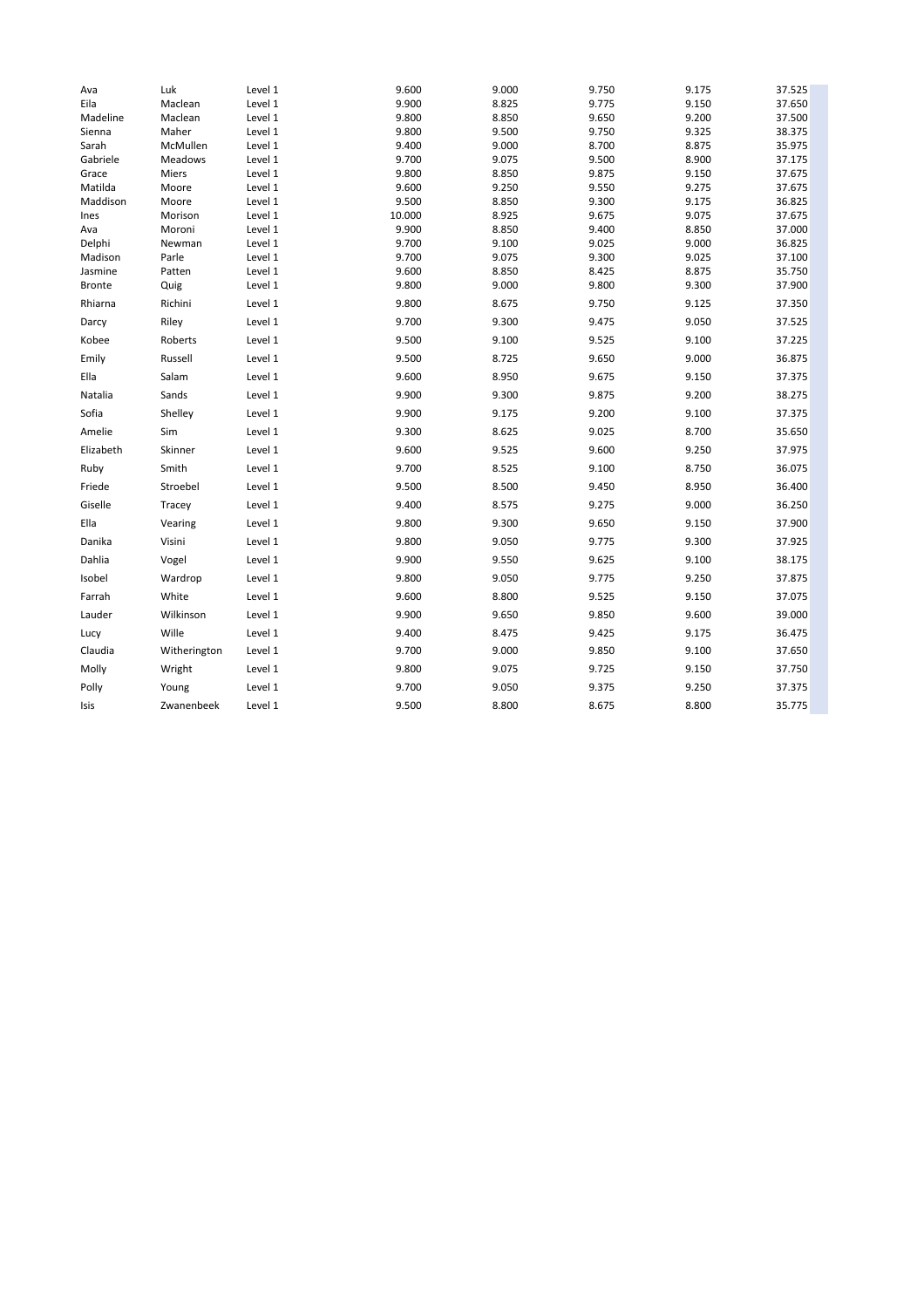| | | | | | | | |
|---|---|---|---|---|---|---|---|
| Ava | Luk | Level 1 | 9.600 | 9.000 | 9.750 | 9.175 | 37.525 |
| Eila | Maclean | Level 1 | 9.900 | 8.825 | 9.775 | 9.150 | 37.650 |
| Madeline | Maclean | Level 1 | 9.800 | 8.850 | 9.650 | 9.200 | 37.500 |
| Sienna | Maher | Level 1 | 9.800 | 9.500 | 9.750 | 9.325 | 38.375 |
| Sarah | McMullen | Level 1 | 9.400 | 9.000 | 8.700 | 8.875 | 35.975 |
| Gabriele | Meadows | Level 1 | 9.700 | 9.075 | 9.500 | 8.900 | 37.175 |
| Grace | Miers | Level 1 | 9.800 | 8.850 | 9.875 | 9.150 | 37.675 |
| Matilda | Moore | Level 1 | 9.600 | 9.250 | 9.550 | 9.275 | 37.675 |
| Maddison | Moore | Level 1 | 9.500 | 8.850 | 9.300 | 9.175 | 36.825 |
| Ines | Morison | Level 1 | 10.000 | 8.925 | 9.675 | 9.075 | 37.675 |
| Ava | Moroni | Level 1 | 9.900 | 8.850 | 9.400 | 8.850 | 37.000 |
| Delphi | Newman | Level 1 | 9.700 | 9.100 | 9.025 | 9.000 | 36.825 |
| Madison | Parle | Level 1 | 9.700 | 9.075 | 9.300 | 9.025 | 37.100 |
| Jasmine | Patten | Level 1 | 9.600 | 8.850 | 8.425 | 8.875 | 35.750 |
| Bronte | Quig | Level 1 | 9.800 | 9.000 | 9.800 | 9.300 | 37.900 |
| Rhiarna | Richini | Level 1 | 9.800 | 8.675 | 9.750 | 9.125 | 37.350 |
| Darcy | Riley | Level 1 | 9.700 | 9.300 | 9.475 | 9.050 | 37.525 |
| Kobee | Roberts | Level 1 | 9.500 | 9.100 | 9.525 | 9.100 | 37.225 |
| Emily | Russell | Level 1 | 9.500 | 8.725 | 9.650 | 9.000 | 36.875 |
| Ella | Salam | Level 1 | 9.600 | 8.950 | 9.675 | 9.150 | 37.375 |
| Natalia | Sands | Level 1 | 9.900 | 9.300 | 9.875 | 9.200 | 38.275 |
| Sofia | Shelley | Level 1 | 9.900 | 9.175 | 9.200 | 9.100 | 37.375 |
| Amelie | Sim | Level 1 | 9.300 | 8.625 | 9.025 | 8.700 | 35.650 |
| Elizabeth | Skinner | Level 1 | 9.600 | 9.525 | 9.600 | 9.250 | 37.975 |
| Ruby | Smith | Level 1 | 9.700 | 8.525 | 9.100 | 8.750 | 36.075 |
| Friede | Stroebel | Level 1 | 9.500 | 8.500 | 9.450 | 8.950 | 36.400 |
| Giselle | Tracey | Level 1 | 9.400 | 8.575 | 9.275 | 9.000 | 36.250 |
| Ella | Vearing | Level 1 | 9.800 | 9.300 | 9.650 | 9.150 | 37.900 |
| Danika | Visini | Level 1 | 9.800 | 9.050 | 9.775 | 9.300 | 37.925 |
| Dahlia | Vogel | Level 1 | 9.900 | 9.550 | 9.625 | 9.100 | 38.175 |
| Isobel | Wardrop | Level 1 | 9.800 | 9.050 | 9.775 | 9.250 | 37.875 |
| Farrah | White | Level 1 | 9.600 | 8.800 | 9.525 | 9.150 | 37.075 |
| Lauder | Wilkinson | Level 1 | 9.900 | 9.650 | 9.850 | 9.600 | 39.000 |
| Lucy | Wille | Level 1 | 9.400 | 8.475 | 9.425 | 9.175 | 36.475 |
| Claudia | Witherington | Level 1 | 9.700 | 9.000 | 9.850 | 9.100 | 37.650 |
| Molly | Wright | Level 1 | 9.800 | 9.075 | 9.725 | 9.150 | 37.750 |
| Polly | Young | Level 1 | 9.700 | 9.050 | 9.375 | 9.250 | 37.375 |
| Isis | Zwanenbeek | Level 1 | 9.500 | 8.800 | 8.675 | 8.800 | 35.775 |